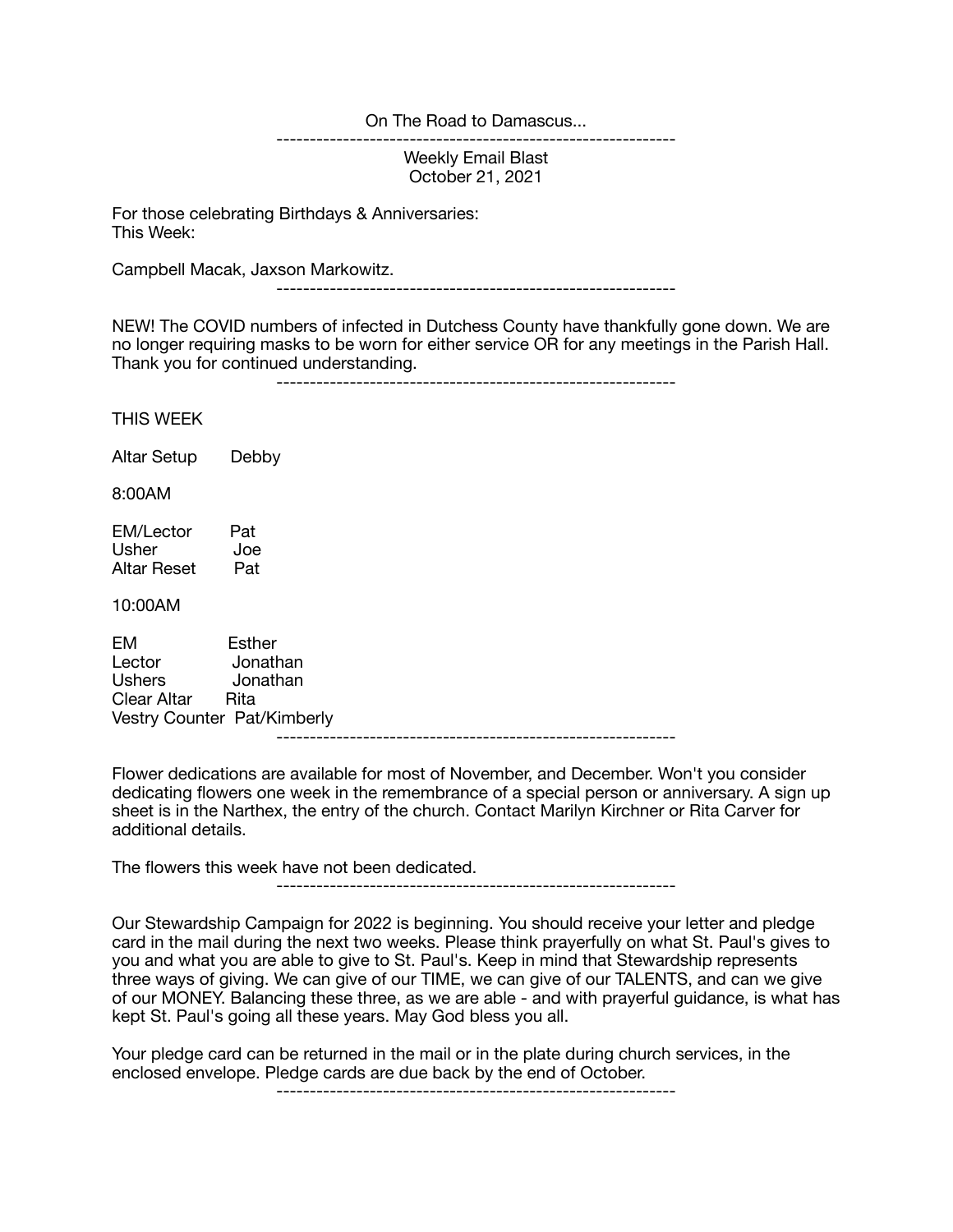On The Road to Damascus...

---

Weekly Email Blast
October 21, 2021

For those celebrating Birthdays & Anniversaries:
This Week:

Campbell Macak, Jaxson Markowitz.

---

NEW! The COVID numbers of infected in Dutchess County have thankfully gone down. We are no longer requiring masks to be worn for either service OR for any meetings in the Parish Hall. Thank you for continued understanding.

---

THIS WEEK

Altar Setup    Debby

8:00AM

EM/Lector    Pat
Usher    Joe
Altar Reset    Pat

10:00AM

EM    Esther
Lector    Jonathan
Ushers    Jonathan
Clear Altar    Rita
Vestry Counter  Pat/Kimberly

---

Flower dedications are available for most of November, and December. Won't you consider dedicating flowers one week in the remembrance of a special person or anniversary. A sign up sheet is in the Narthex, the entry of the church. Contact Marilyn Kirchner or Rita Carver for additional details.

The flowers this week have not been dedicated.

---

Our Stewardship Campaign for 2022 is beginning. You should receive your letter and pledge card in the mail during the next two weeks. Please think prayerfully on what St. Paul's gives to you and what you are able to give to St. Paul's. Keep in mind that Stewardship represents three ways of giving. We can give of our TIME, we can give of our TALENTS, and can we give of our MONEY. Balancing these three, as we are able - and with prayerful guidance, is what has kept St. Paul's going all these years. May God bless you all.

Your pledge card can be returned in the mail or in the plate during church services, in the enclosed envelope. Pledge cards are due back by the end of October.

---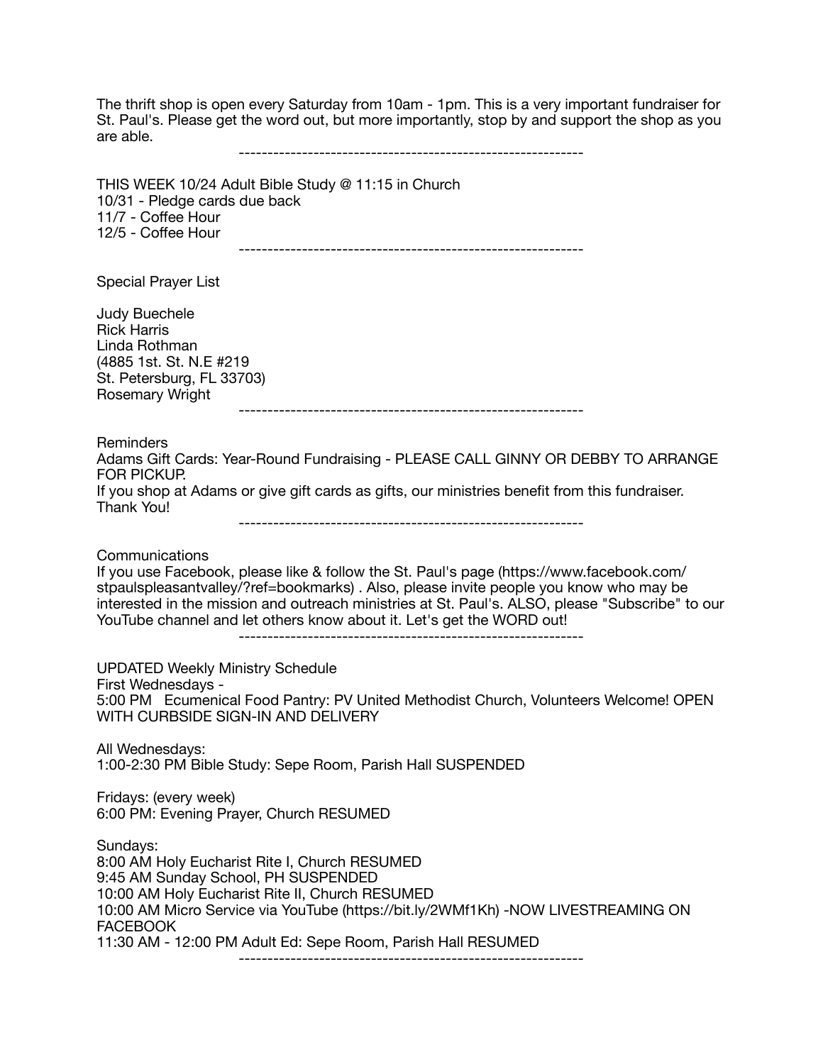The thrift shop is open every Saturday from 10am - 1pm. This is a very important fundraiser for St. Paul's. Please get the word out, but more importantly, stop by and support the shop as you are able.

------------------------------------------------------------

THIS WEEK 10/24 Adult Bible Study @ 11:15 in Church  
10/31 - Pledge cards due back  
11/7 - Coffee Hour  
12/5 - Coffee Hour

------------------------------------------------------------

Special Prayer List

Judy Buechele  
Rick Harris  
Linda Rothman  
(4885 1st. St. N.E #219  
St. Petersburg, FL 33703)  
Rosemary Wright

------------------------------------------------------------

Reminders  
Adams Gift Cards: Year-Round Fundraising - PLEASE CALL GINNY OR DEBBY TO ARRANGE FOR PICKUP.  
If you shop at Adams or give gift cards as gifts, our ministries benefit from this fundraiser. Thank You!

------------------------------------------------------------

Communications  
If you use Facebook, please like & follow the St. Paul's page (https://www.facebook.com/stpaulspleasantvalley/?ref=bookmarks) . Also, please invite people you know who may be interested in the mission and outreach ministries at St. Paul's. ALSO, please "Subscribe" to our YouTube channel and let others know about it. Let's get the WORD out!

------------------------------------------------------------

UPDATED Weekly Ministry Schedule  
First Wednesdays -  
5:00 PM Ecumenical Food Pantry: PV United Methodist Church, Volunteers Welcome! OPEN WITH CURBSIDE SIGN-IN AND DELIVERY

All Wednesdays:  
1:00-2:30 PM Bible Study: Sepe Room, Parish Hall SUSPENDED

Fridays: (every week)  
6:00 PM: Evening Prayer, Church RESUMED

Sundays:  
8:00 AM Holy Eucharist Rite I, Church RESUMED  
9:45 AM Sunday School, PH SUSPENDED  
10:00 AM Holy Eucharist Rite II, Church RESUMED  
10:00 AM Micro Service via YouTube (https://bit.ly/2WMf1Kh) -NOW LIVESTREAMING ON FACEBOOK  
11:30 AM - 12:00 PM Adult Ed: Sepe Room, Parish Hall RESUMED

------------------------------------------------------------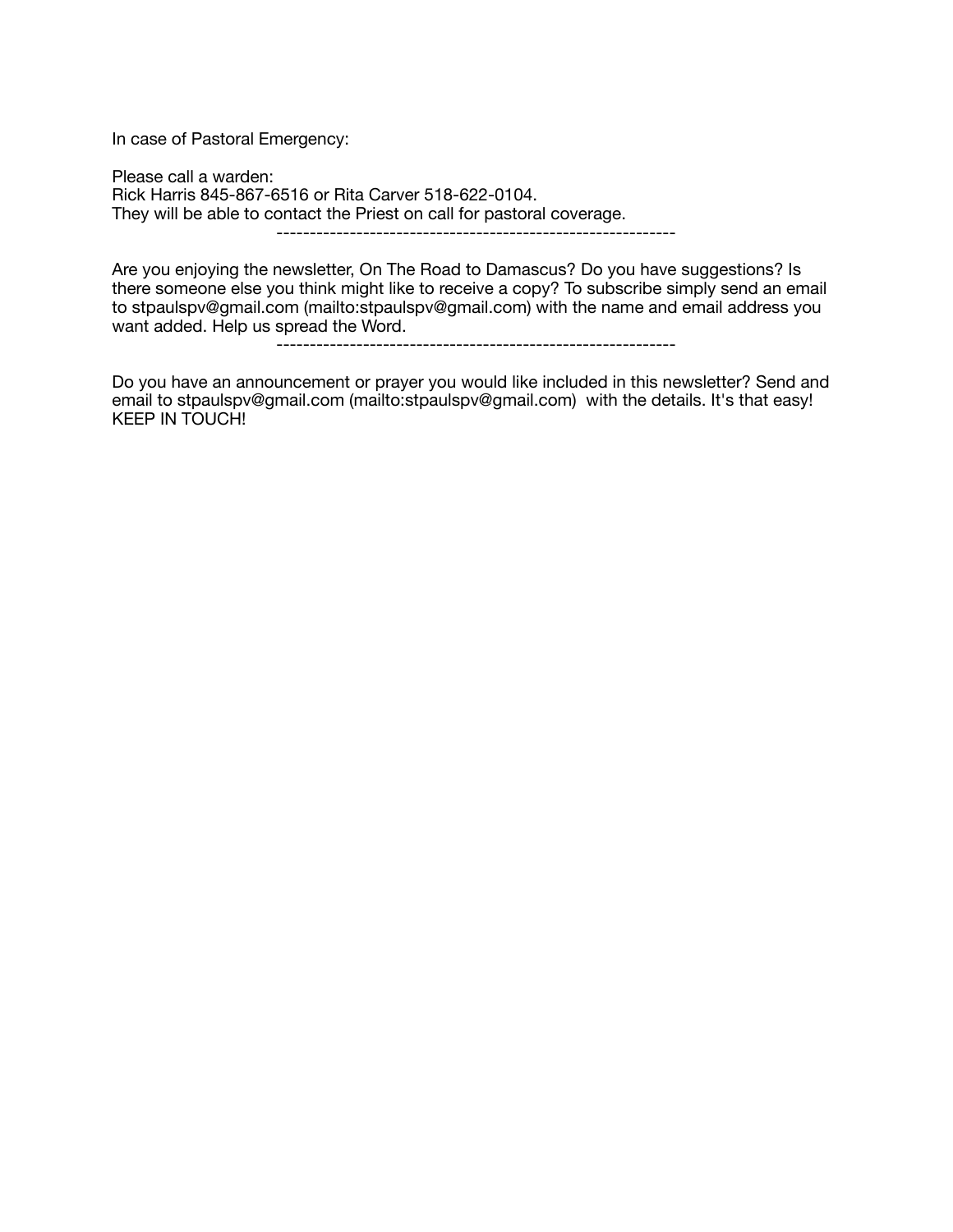In case of Pastoral Emergency:

Please call a warden:
Rick Harris 845-867-6516 or Rita Carver 518-622-0104.
They will be able to contact the Priest on call for pastoral coverage.

------------------------------------------------------------

Are you enjoying the newsletter, On The Road to Damascus? Do you have suggestions? Is there someone else you think might like to receive a copy? To subscribe simply send an email to stpaulspv@gmail.com (mailto:stpaulspv@gmail.com) with the name and email address you want added. Help us spread the Word.

------------------------------------------------------------

Do you have an announcement or prayer you would like included in this newsletter? Send and email to stpaulspv@gmail.com (mailto:stpaulspv@gmail.com) with the details. It's that easy!
KEEP IN TOUCH!